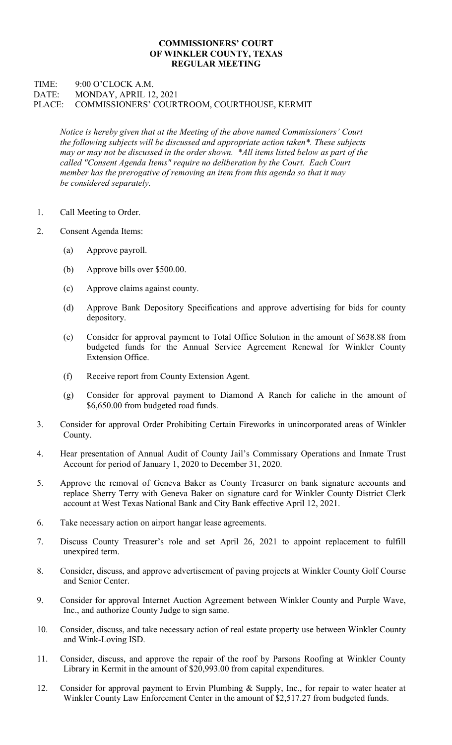**COMMISSIONERS' COURT**
**OF WINKLER COUNTY, TEXAS**
**REGULAR MEETING**

TIME: 9:00 O'CLOCK A.M.
DATE: MONDAY, APRIL 12, 2021
PLACE: COMMISSIONERS' COURTROOM, COURTHOUSE, KERMIT

*Notice is hereby given that at the Meeting of the above named Commissioners' Court the following subjects will be discussed and appropriate action taken\*. These subjects may or may not be discussed in the order shown. \*All items listed below as part of the called "Consent Agenda Items" require no deliberation by the Court. Each Court member has the prerogative of removing an item from this agenda so that it may be considered separately.*

1. Call Meeting to Order.

2. Consent Agenda Items:

   (a) Approve payroll.

   (b) Approve bills over $500.00.

   (c) Approve claims against county.

   (d) Approve Bank Depository Specifications and approve advertising for bids for county depository.

   (e) Consider for approval payment to Total Office Solution in the amount of $638.88 from budgeted funds for the Annual Service Agreement Renewal for Winkler County Extension Office.

   (f) Receive report from County Extension Agent.

   (g) Consider for approval payment to Diamond A Ranch for caliche in the amount of $6,650.00 from budgeted road funds.

3. Consider for approval Order Prohibiting Certain Fireworks in unincorporated areas of Winkler County.

4. Hear presentation of Annual Audit of County Jail's Commissary Operations and Inmate Trust Account for period of January 1, 2020 to December 31, 2020.

5. Approve the removal of Geneva Baker as County Treasurer on bank signature accounts and replace Sherry Terry with Geneva Baker on signature card for Winkler County District Clerk account at West Texas National Bank and City Bank effective April 12, 2021.

6. Take necessary action on airport hangar lease agreements.

7. Discuss County Treasurer's role and set April 26, 2021 to appoint replacement to fulfill unexpired term.

8. Consider, discuss, and approve advertisement of paving projects at Winkler County Golf Course and Senior Center.

9. Consider for approval Internet Auction Agreement between Winkler County and Purple Wave, Inc., and authorize County Judge to sign same.

10. Consider, discuss, and take necessary action of real estate property use between Winkler County and Wink-Loving ISD.

11. Consider, discuss, and approve the repair of the roof by Parsons Roofing at Winkler County Library in Kermit in the amount of $20,993.00 from capital expenditures.

12. Consider for approval payment to Ervin Plumbing & Supply, Inc., for repair to water heater at Winkler County Law Enforcement Center in the amount of $2,517.27 from budgeted funds.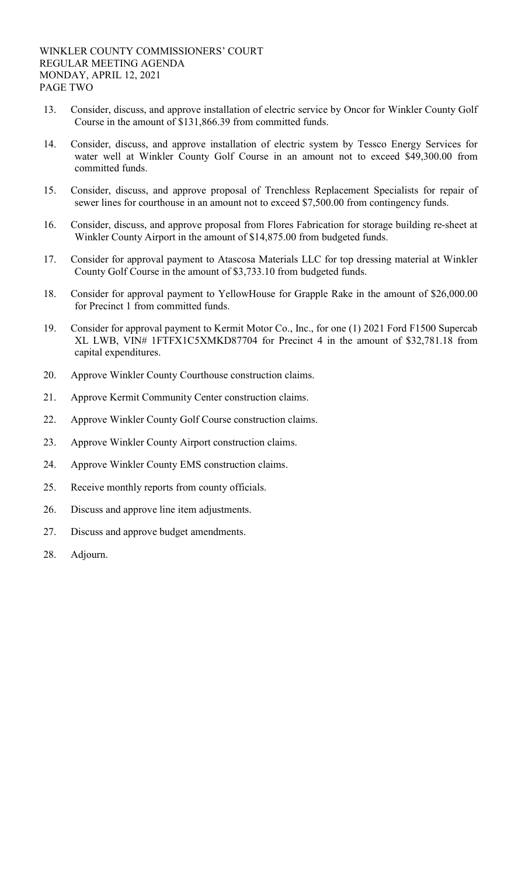13. Consider, discuss, and approve installation of electric service by Oncor for Winkler County Golf Course in the amount of $131,866.39 from committed funds.

14. Consider, discuss, and approve installation of electric system by Tessco Energy Services for water well at Winkler County Golf Course in an amount not to exceed $49,300.00 from committed funds.

15. Consider, discuss, and approve proposal of Trenchless Replacement Specialists for repair of sewer lines for courthouse in an amount not to exceed $7,500.00 from contingency funds.

16. Consider, discuss, and approve proposal from Flores Fabrication for storage building re-sheet at Winkler County Airport in the amount of $14,875.00 from budgeted funds.

17. Consider for approval payment to Atascosa Materials LLC for top dressing material at Winkler County Golf Course in the amount of $3,733.10 from budgeted funds.

18. Consider for approval payment to YellowHouse for Grapple Rake in the amount of $26,000.00 for Precinct 1 from committed funds.

19. Consider for approval payment to Kermit Motor Co., Inc., for one (1) 2021 Ford F1500 Supercab XL LWB, VIN# 1FTFX1C5XMKD87704 for Precinct 4 in the amount of $32,781.18 from capital expenditures.

20. Approve Winkler County Courthouse construction claims.

21. Approve Kermit Community Center construction claims.

22. Approve Winkler County Golf Course construction claims.

23. Approve Winkler County Airport construction claims.

24. Approve Winkler County EMS construction claims.

25. Receive monthly reports from county officials.

26. Discuss and approve line item adjustments.

27. Discuss and approve budget amendments.

28. Adjourn.